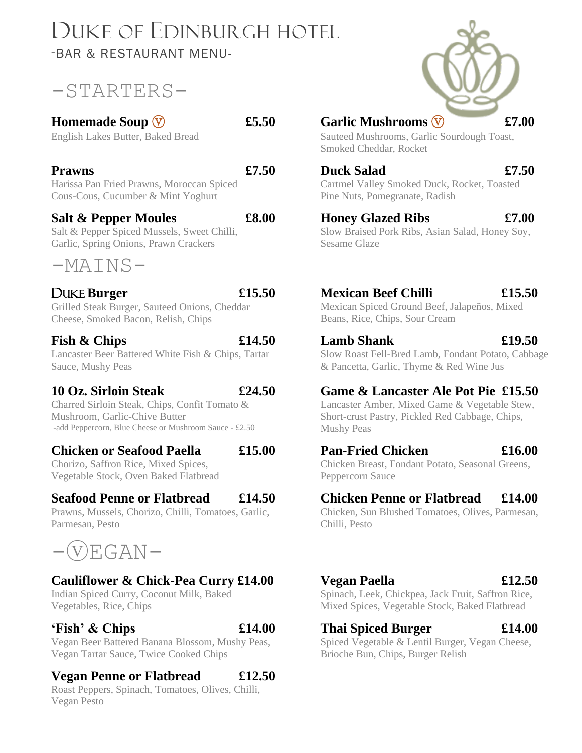# Duke of Edinburgh Hotel

-BAR & RESTAURANT MENU-

## -STARTERS-

**Homemade Soup** Ⓥ **£5.50**
English Lakes Butter, Baked Bread

**Prawns** **£7.50**
Harissa Pan Fried Prawns, Moroccan Spiced Cous-Cous, Cucumber & Mint Yoghurt

**Salt & Pepper Moules** **£8.00**
Salt & Pepper Spiced Mussels, Sweet Chilli, Garlic, Spring Onions, Prawn Crackers

**Garlic Mushrooms** Ⓥ **£7.00**
Sauteed Mushrooms, Garlic Sourdough Toast, Smoked Cheddar, Rocket

**Duck Salad** **£7.50**
Cartmel Valley Smoked Duck, Rocket, Toasted Pine Nuts, Pomegranate, Radish

**Honey Glazed Ribs** **£7.00**
Slow Braised Pork Ribs, Asian Salad, Honey Soy, Sesame Glaze

## -MAINS-

**DUKE Burger** **£15.50**
Grilled Steak Burger, Sauteed Onions, Cheddar Cheese, Smoked Bacon, Relish, Chips

**Fish & Chips** **£14.50**
Lancaster Beer Battered White Fish & Chips, Tartar Sauce, Mushy Peas

**10 Oz. Sirloin Steak** **£24.50**
Charred Sirloin Steak, Chips, Confit Tomato & Mushroom, Garlic-Chive Butter
-add Peppercorn, Blue Cheese or Mushroom Sauce - £2.50

**Chicken or Seafood Paella** **£15.00**
Chorizo, Saffron Rice, Mixed Spices, Vegetable Stock, Oven Baked Flatbread

**Seafood Penne or Flatbread** **£14.50**
Prawns, Mussels, Chorizo, Chilli, Tomatoes, Garlic, Parmesan, Pesto

**Mexican Beef Chilli** **£15.50**
Mexican Spiced Ground Beef, Jalapeños, Mixed Beans, Rice, Chips, Sour Cream

**Lamb Shank** **£19.50**
Slow Roast Fell-Bred Lamb, Fondant Potato, Cabbage & Pancetta, Garlic, Thyme & Red Wine Jus

**Game & Lancaster Ale Pot Pie** **£15.50**
Lancaster Amber, Mixed Game & Vegetable Stew, Short-crust Pastry, Pickled Red Cabbage, Chips, Mushy Peas

**Pan-Fried Chicken** **£16.00**
Chicken Breast, Fondant Potato, Seasonal Greens, Peppercorn Sauce

**Chicken Penne or Flatbread** **£14.00**
Chicken, Sun Blushed Tomatoes, Olives, Parmesan, Chilli, Pesto

## -ⓋEGAN-

**Cauliflower & Chick-Pea Curry** **£14.00**
Indian Spiced Curry, Coconut Milk, Baked Vegetables, Rice, Chips

**'Fish' & Chips** **£14.00**
Vegan Beer Battered Banana Blossom, Mushy Peas, Vegan Tartar Sauce, Twice Cooked Chips

**Vegan Penne or Flatbread** **£12.50**
Roast Peppers, Spinach, Tomatoes, Olives, Chilli, Vegan Pesto

**Vegan Paella** **£12.50**
Spinach, Leek, Chickpea, Jack Fruit, Saffron Rice, Mixed Spices, Vegetable Stock, Baked Flatbread

**Thai Spiced Burger** **£14.00**
Spiced Vegetable & Lentil Burger, Vegan Cheese, Brioche Bun, Chips, Burger Relish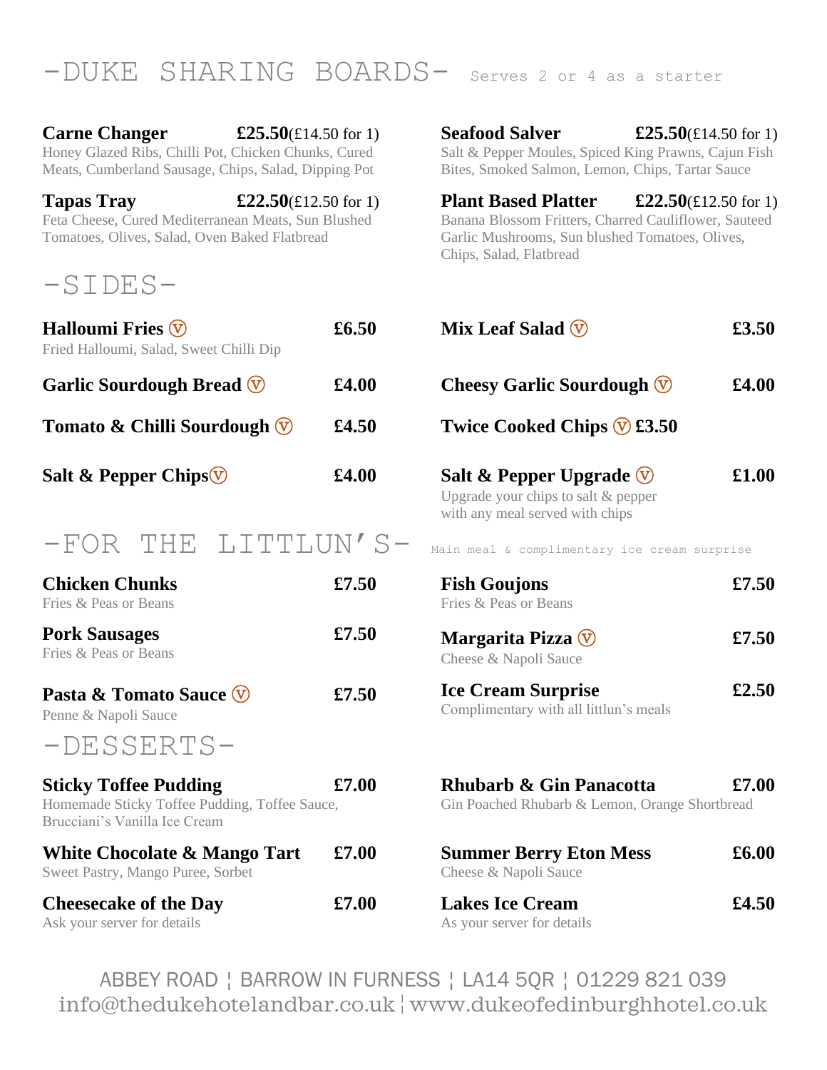## -DUKE SHARING BOARDS- Serves 2 or 4 as a starter

**Carne Changer** **£25.50**(£14.50 for 1)
Honey Glazed Ribs, Chilli Pot, Chicken Chunks, Cured Meats, Cumberland Sausage, Chips, Salad, Dipping Pot

**Tapas Tray** **£22.50**(£12.50 for 1)
Feta Cheese, Cured Mediterranean Meats, Sun Blushed Tomatoes, Olives, Salad, Oven Baked Flatbread

**Seafood Salver** **£25.50**(£14.50 for 1)
Salt & Pepper Moules, Spiced King Prawns, Cajun Fish Bites, Smoked Salmon, Lemon, Chips, Tartar Sauce

**Plant Based Platter** **£22.50**(£12.50 for 1)
Banana Blossom Fritters, Charred Cauliflower, Sauteed Garlic Mushrooms, Sun blushed Tomatoes, Olives, Chips, Salad, Flatbread

## -SIDES-

**Halloumi Fries** (V) **£6.50**
Fried Halloumi, Salad, Sweet Chilli Dip

**Garlic Sourdough Bread** (V) **£4.00**

**Tomato & Chilli Sourdough** (V) **£4.50**

**Salt & Pepper Chips** (V) **£4.00**

**Mix Leaf Salad** (V) **£3.50**

**Cheesy Garlic Sourdough** (V) **£4.00**

**Twice Cooked Chips** (V) **£3.50**

**Salt & Pepper Upgrade** (V) **£1.00**
Upgrade your chips to salt & pepper with any meal served with chips

## -FOR THE LITTLUN'S- Main meal & complimentary ice cream surprise

**Chicken Chunks** **£7.50**
Fries & Peas or Beans

**Pork Sausages** **£7.50**
Fries & Peas or Beans

**Pasta & Tomato Sauce** (V) **£7.50**
Penne & Napoli Sauce

**Fish Goujons** **£7.50**
Fries & Peas or Beans

**Margarita Pizza** (V) **£7.50**
Cheese & Napoli Sauce

**Ice Cream Surprise** **£2.50**
Complimentary with all littlun's meals

## -DESSERTS-

**Sticky Toffee Pudding** **£7.00**
Homemade Sticky Toffee Pudding, Toffee Sauce, Brucciani's Vanilla Ice Cream

**White Chocolate & Mango Tart** **£7.00**
Sweet Pastry, Mango Puree, Sorbet

**Cheesecake of the Day** **£7.00**
Ask your server for details

**Rhubarb & Gin Panacotta** **£7.00**
Gin Poached Rhubarb & Lemon, Orange Shortbread

**Summer Berry Eton Mess** **£6.00**
Cheese & Napoli Sauce

**Lakes Ice Cream** **£4.50**
As your server for details

ABBEY ROAD ¦ BARROW IN FURNESS ¦ LA14 5QR ¦ 01229 821 039
info@thedukehotelandbar.co.uk ¦ www.dukeofedinburghhotel.co.uk